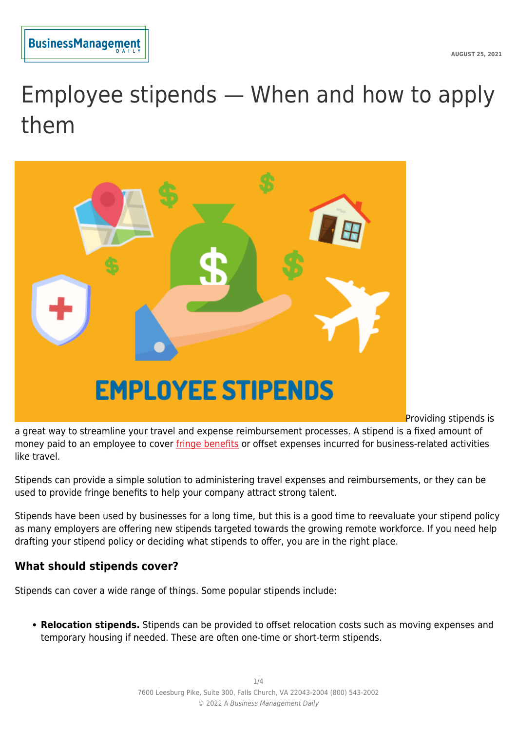# Employee stipends — When and how to apply them

Providing stipends is a great way to streamline your travel and expense reimbursement processes. A stipend is a fixed amount of money paid to an employee to cover fringe benefits or offset expenses incurred for business-related activities like travel.

Stipends can provide a simple solution to administering travel expenses and reimbursements, or they can be used to provide fringe benefits to help your company attract strong talent.

Stipends have been used by businesses for a long time, but this is a good time to reevaluate your stipend policy as many employers are offering new stipends targeted towards the growing remote workforce. If you need help drafting your stipend policy or deciding what stipends to offer, you are in the right place.

### What should stipends cover?

Stipends can cover a wide range of things. Some popular stipends include:

- **Relocation stipends.** Stipends can be provided to offset relocation costs such as moving expenses and temporary housing if needed. These are often one-time or short-term stipends.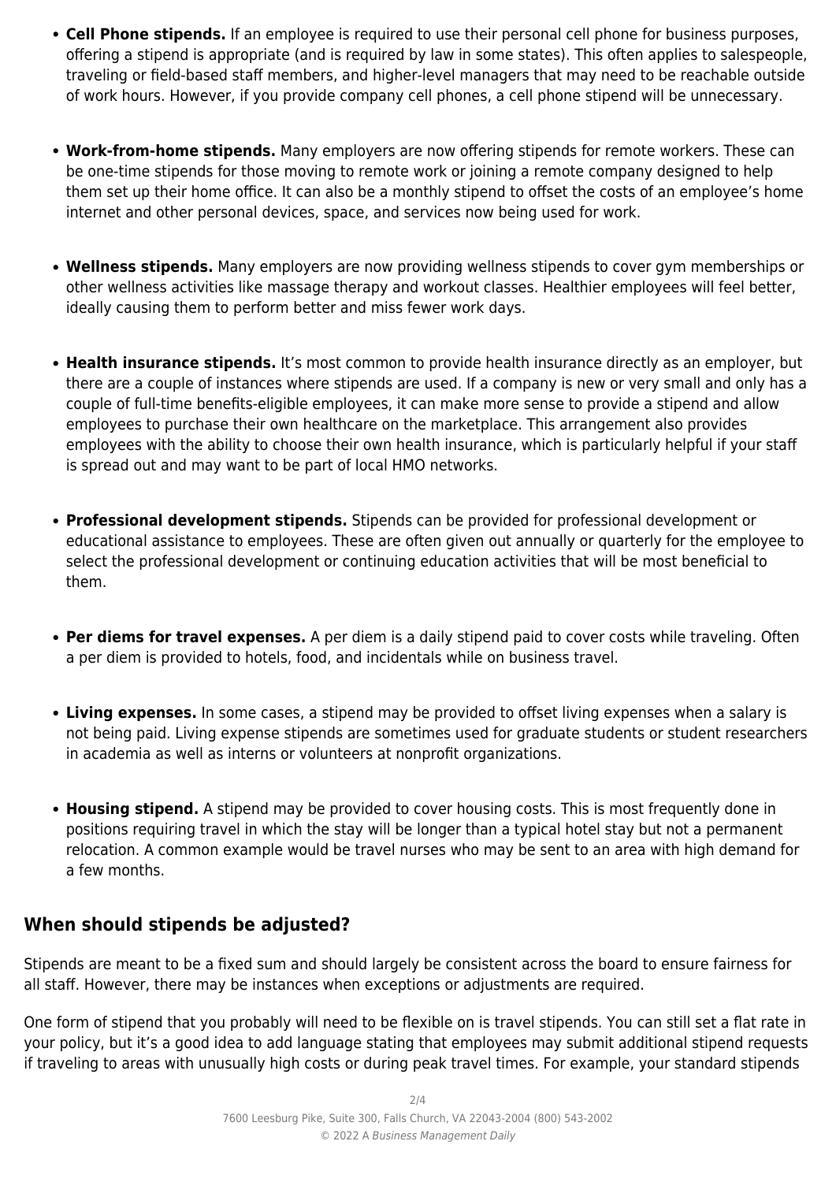- **Cell Phone stipends.** If an employee is required to use their personal cell phone for business purposes, offering a stipend is appropriate (and is required by law in some states). This often applies to salespeople, traveling or field-based staff members, and higher-level managers that may need to be reachable outside of work hours. However, if you provide company cell phones, a cell phone stipend will be unnecessary.

- **Work-from-home stipends.** Many employers are now offering stipends for remote workers. These can be one-time stipends for those moving to remote work or joining a remote company designed to help them set up their home office. It can also be a monthly stipend to offset the costs of an employee's home internet and other personal devices, space, and services now being used for work.

- **Wellness stipends.** Many employers are now providing wellness stipends to cover gym memberships or other wellness activities like massage therapy and workout classes. Healthier employees will feel better, ideally causing them to perform better and miss fewer work days.

- **Health insurance stipends.** It's most common to provide health insurance directly as an employer, but there are a couple of instances where stipends are used. If a company is new or very small and only has a couple of full-time benefits-eligible employees, it can make more sense to provide a stipend and allow employees to purchase their own healthcare on the marketplace. This arrangement also provides employees with the ability to choose their own health insurance, which is particularly helpful if your staff is spread out and may want to be part of local HMO networks.

- **Professional development stipends.** Stipends can be provided for professional development or educational assistance to employees. These are often given out annually or quarterly for the employee to select the professional development or continuing education activities that will be most beneficial to them.

- **Per diems for travel expenses.** A per diem is a daily stipend paid to cover costs while traveling. Often a per diem is provided to hotels, food, and incidentals while on business travel.

- **Living expenses.** In some cases, a stipend may be provided to offset living expenses when a salary is not being paid. Living expense stipends are sometimes used for graduate students or student researchers in academia as well as interns or volunteers at nonprofit organizations.

- **Housing stipend.** A stipend may be provided to cover housing costs. This is most frequently done in positions requiring travel in which the stay will be longer than a typical hotel stay but not a permanent relocation. A common example would be travel nurses who may be sent to an area with high demand for a few months.

## When should stipends be adjusted?

Stipends are meant to be a fixed sum and should largely be consistent across the board to ensure fairness for all staff. However, there may be instances when exceptions or adjustments are required.

One form of stipend that you probably will need to be flexible on is travel stipends. You can still set a flat rate in your policy, but it's a good idea to add language stating that employees may submit additional stipend requests if traveling to areas with unusually high costs or during peak travel times. For example, your standard stipends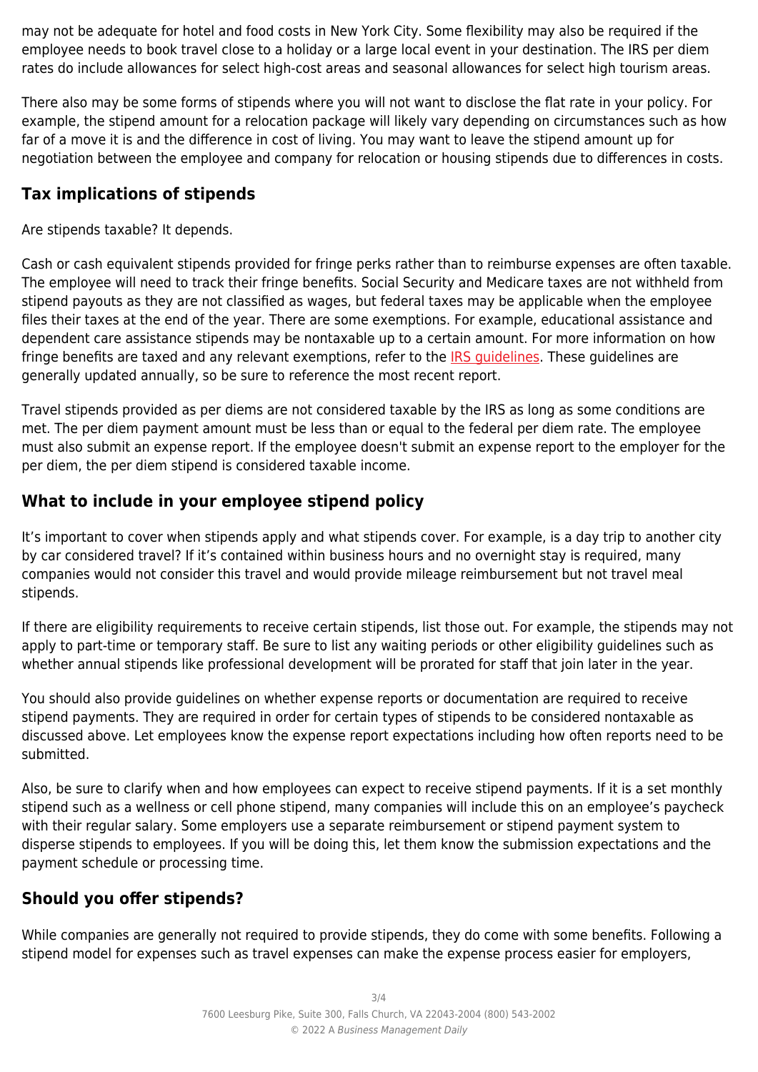may not be adequate for hotel and food costs in New York City. Some flexibility may also be required if the employee needs to book travel close to a holiday or a large local event in your destination. The IRS per diem rates do include allowances for select high-cost areas and seasonal allowances for select high tourism areas.

There also may be some forms of stipends where you will not want to disclose the flat rate in your policy. For example, the stipend amount for a relocation package will likely vary depending on circumstances such as how far of a move it is and the difference in cost of living. You may want to leave the stipend amount up for negotiation between the employee and company for relocation or housing stipends due to differences in costs.

## Tax implications of stipends

Are stipends taxable? It depends.

Cash or cash equivalent stipends provided for fringe perks rather than to reimburse expenses are often taxable. The employee will need to track their fringe benefits. Social Security and Medicare taxes are not withheld from stipend payouts as they are not classified as wages, but federal taxes may be applicable when the employee files their taxes at the end of the year. There are some exemptions. For example, educational assistance and dependent care assistance stipends may be nontaxable up to a certain amount. For more information on how fringe benefits are taxed and any relevant exemptions, refer to the IRS guidelines. These guidelines are generally updated annually, so be sure to reference the most recent report.

Travel stipends provided as per diems are not considered taxable by the IRS as long as some conditions are met. The per diem payment amount must be less than or equal to the federal per diem rate. The employee must also submit an expense report. If the employee doesn't submit an expense report to the employer for the per diem, the per diem stipend is considered taxable income.

## What to include in your employee stipend policy

It's important to cover when stipends apply and what stipends cover. For example, is a day trip to another city by car considered travel? If it's contained within business hours and no overnight stay is required, many companies would not consider this travel and would provide mileage reimbursement but not travel meal stipends.

If there are eligibility requirements to receive certain stipends, list those out. For example, the stipends may not apply to part-time or temporary staff. Be sure to list any waiting periods or other eligibility guidelines such as whether annual stipends like professional development will be prorated for staff that join later in the year.

You should also provide guidelines on whether expense reports or documentation are required to receive stipend payments. They are required in order for certain types of stipends to be considered nontaxable as discussed above. Let employees know the expense report expectations including how often reports need to be submitted.

Also, be sure to clarify when and how employees can expect to receive stipend payments. If it is a set monthly stipend such as a wellness or cell phone stipend, many companies will include this on an employee's paycheck with their regular salary. Some employers use a separate reimbursement or stipend payment system to disperse stipends to employees. If you will be doing this, let them know the submission expectations and the payment schedule or processing time.

## Should you offer stipends?

While companies are generally not required to provide stipends, they do come with some benefits. Following a stipend model for expenses such as travel expenses can make the expense process easier for employers,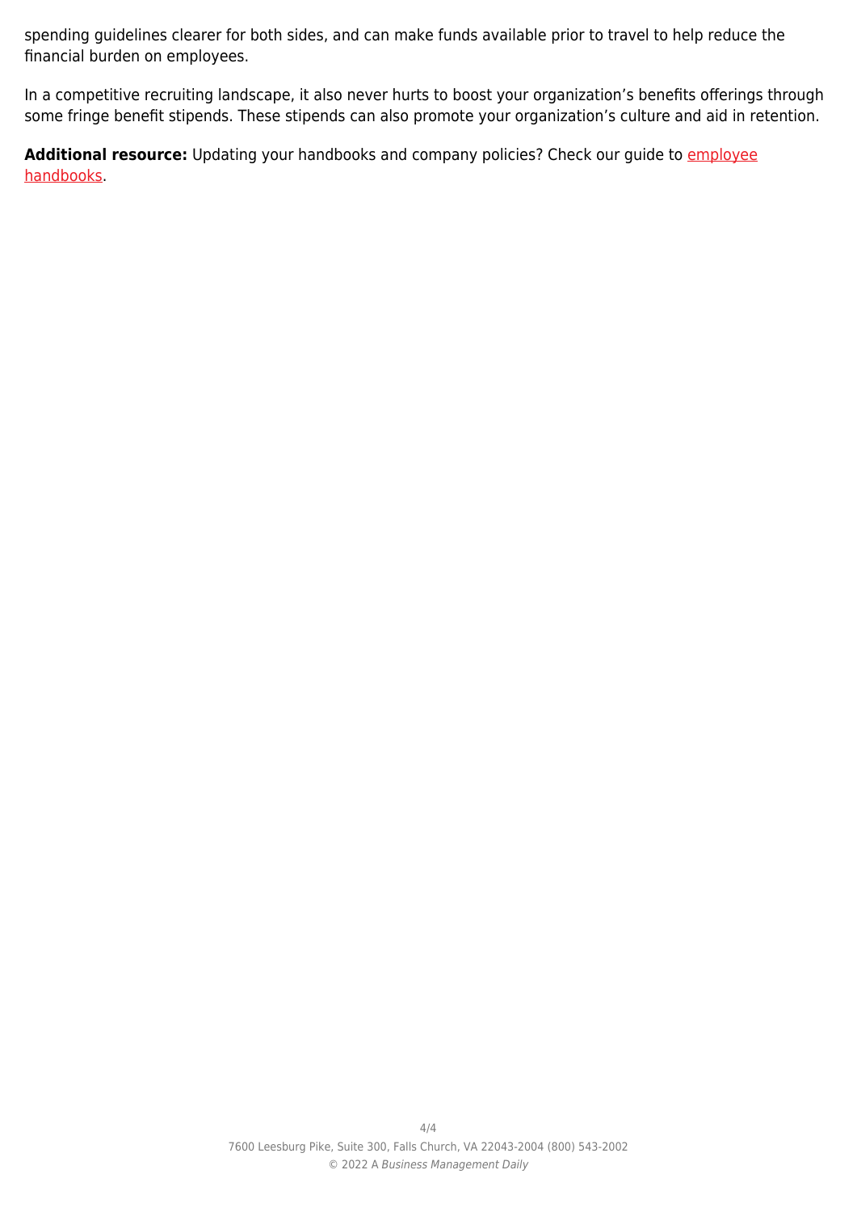spending guidelines clearer for both sides, and can make funds available prior to travel to help reduce the financial burden on employees.

In a competitive recruiting landscape, it also never hurts to boost your organization's benefits offerings through some fringe benefit stipends. These stipends can also promote your organization's culture and aid in retention.

**Additional resource:** Updating your handbooks and company policies? Check our guide to employee handbooks.